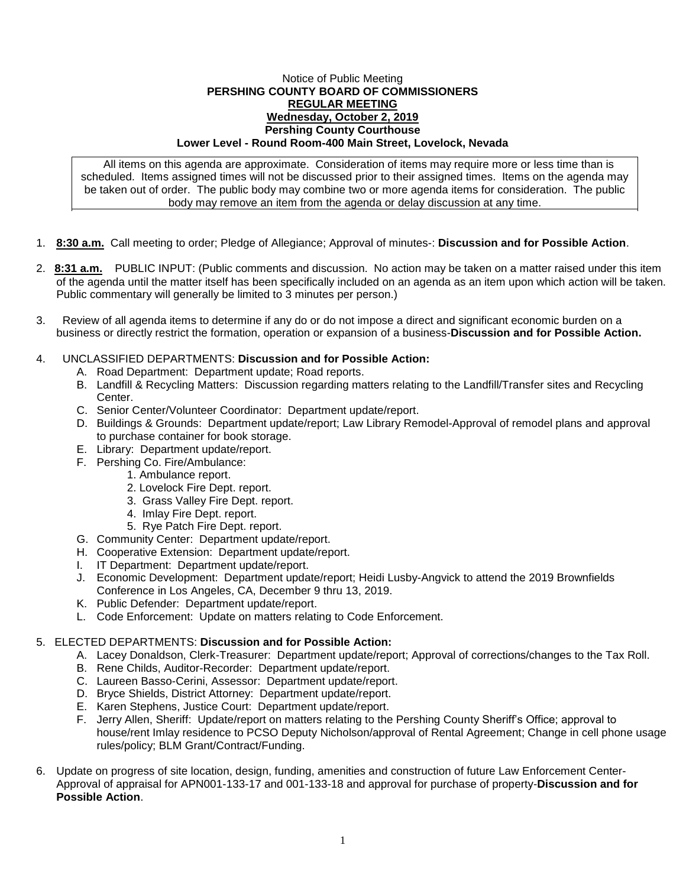Notice of Public Meeting

**PERSHING COUNTY BOARD OF COMMISSIONERS**

**REGULAR MEETING**

**Wednesday, October 2, 2019**

**Pershing County Courthouse**

**Lower Level - Round Room-400 Main Street, Lovelock, Nevada**

All items on this agenda are approximate. Consideration of items may require more or less time than is scheduled. Items assigned times will not be discussed prior to their assigned times. Items on the agenda may be taken out of order. The public body may combine two or more agenda items for consideration. The public body may remove an item from the agenda or delay discussion at any time.

1. **8:30 a.m.** Call meeting to order; Pledge of Allegiance; Approval of minutes-: **Discussion and for Possible Action**.

2. **8:31 a.m.** PUBLIC INPUT: (Public comments and discussion. No action may be taken on a matter raised under this item of the agenda until the matter itself has been specifically included on an agenda as an item upon which action will be taken. Public commentary will generally be limited to 3 minutes per person.)

3. Review of all agenda items to determine if any do or do not impose a direct and significant economic burden on a business or directly restrict the formation, operation or expansion of a business-**Discussion and for Possible Action.**

4. UNCLASSIFIED DEPARTMENTS: **Discussion and for Possible Action:**
   - A. Road Department: Department update; Road reports.
   - B. Landfill & Recycling Matters: Discussion regarding matters relating to the Landfill/Transfer sites and Recycling Center.
   - C. Senior Center/Volunteer Coordinator: Department update/report.
   - D. Buildings & Grounds: Department update/report; Law Library Remodel-Approval of remodel plans and approval to purchase container for book storage.
   - E. Library: Department update/report.
   - F. Pershing Co. Fire/Ambulance:
     1. Ambulance report.
     2. Lovelock Fire Dept. report.
     3. Grass Valley Fire Dept. report.
     4. Imlay Fire Dept. report.
     5. Rye Patch Fire Dept. report.
   - G. Community Center: Department update/report.
   - H. Cooperative Extension: Department update/report.
   - I. IT Department: Department update/report.
   - J. Economic Development: Department update/report; Heidi Lusby-Angvick to attend the 2019 Brownfields Conference in Los Angeles, CA, December 9 thru 13, 2019.
   - K. Public Defender: Department update/report.
   - L. Code Enforcement: Update on matters relating to Code Enforcement.

5. ELECTED DEPARTMENTS: **Discussion and for Possible Action:**
   - A. Lacey Donaldson, Clerk-Treasurer: Department update/report; Approval of corrections/changes to the Tax Roll.
   - B. Rene Childs, Auditor-Recorder: Department update/report.
   - C. Laureen Basso-Cerini, Assessor: Department update/report.
   - D. Bryce Shields, District Attorney: Department update/report.
   - E. Karen Stephens, Justice Court: Department update/report.
   - F. Jerry Allen, Sheriff: Update/report on matters relating to the Pershing County Sheriff's Office; approval to house/rent Imlay residence to PCSO Deputy Nicholson/approval of Rental Agreement; Change in cell phone usage rules/policy; BLM Grant/Contract/Funding.

6. Update on progress of site location, design, funding, amenities and construction of future Law Enforcement Center-Approval of appraisal for APN001-133-17 and 001-133-18 and approval for purchase of property-**Discussion and for Possible Action**.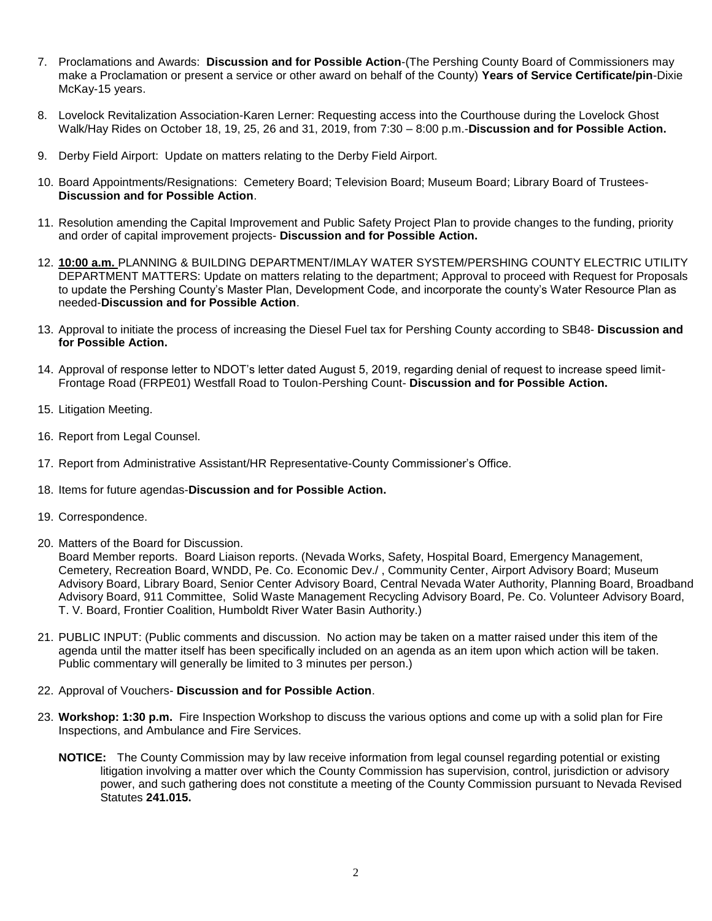7. Proclamations and Awards: **Discussion and for Possible Action**-(The Pershing County Board of Commissioners may make a Proclamation or present a service or other award on behalf of the County) **Years of Service Certificate/pin**-Dixie McKay-15 years.

8. Lovelock Revitalization Association-Karen Lerner: Requesting access into the Courthouse during the Lovelock Ghost Walk/Hay Rides on October 18, 19, 25, 26 and 31, 2019, from 7:30 – 8:00 p.m.-**Discussion and for Possible Action.**

9. Derby Field Airport: Update on matters relating to the Derby Field Airport.

10. Board Appointments/Resignations: Cemetery Board; Television Board; Museum Board; Library Board of Trustees- **Discussion and for Possible Action**.

11. Resolution amending the Capital Improvement and Public Safety Project Plan to provide changes to the funding, priority and order of capital improvement projects- **Discussion and for Possible Action.**

12. **10:00 a.m.** PLANNING & BUILDING DEPARTMENT/IMLAY WATER SYSTEM/PERSHING COUNTY ELECTRIC UTILITY DEPARTMENT MATTERS: Update on matters relating to the department; Approval to proceed with Request for Proposals to update the Pershing County's Master Plan, Development Code, and incorporate the county's Water Resource Plan as needed-**Discussion and for Possible Action**.

13. Approval to initiate the process of increasing the Diesel Fuel tax for Pershing County according to SB48- **Discussion and for Possible Action.**

14. Approval of response letter to NDOT's letter dated August 5, 2019, regarding denial of request to increase speed limit-Frontage Road (FRPE01) Westfall Road to Toulon-Pershing Count- **Discussion and for Possible Action.**

15. Litigation Meeting.

16. Report from Legal Counsel.

17. Report from Administrative Assistant/HR Representative-County Commissioner's Office.

18. Items for future agendas-**Discussion and for Possible Action.**

19. Correspondence.

20. Matters of the Board for Discussion.
    Board Member reports. Board Liaison reports. (Nevada Works, Safety, Hospital Board, Emergency Management, Cemetery, Recreation Board, WNDD, Pe. Co. Economic Dev./ , Community Center, Airport Advisory Board; Museum Advisory Board, Library Board, Senior Center Advisory Board, Central Nevada Water Authority, Planning Board, Broadband Advisory Board, 911 Committee, Solid Waste Management Recycling Advisory Board, Pe. Co. Volunteer Advisory Board, T. V. Board, Frontier Coalition, Humboldt River Water Basin Authority.)

21. PUBLIC INPUT: (Public comments and discussion. No action may be taken on a matter raised under this item of the agenda until the matter itself has been specifically included on an agenda as an item upon which action will be taken. Public commentary will generally be limited to 3 minutes per person.)

22. Approval of Vouchers- **Discussion and for Possible Action**.

23. **Workshop: 1:30 p.m.** Fire Inspection Workshop to discuss the various options and come up with a solid plan for Fire Inspections, and Ambulance and Fire Services.

    **NOTICE:** The County Commission may by law receive information from legal counsel regarding potential or existing litigation involving a matter over which the County Commission has supervision, control, jurisdiction or advisory power, and such gathering does not constitute a meeting of the County Commission pursuant to Nevada Revised Statutes **241.015.**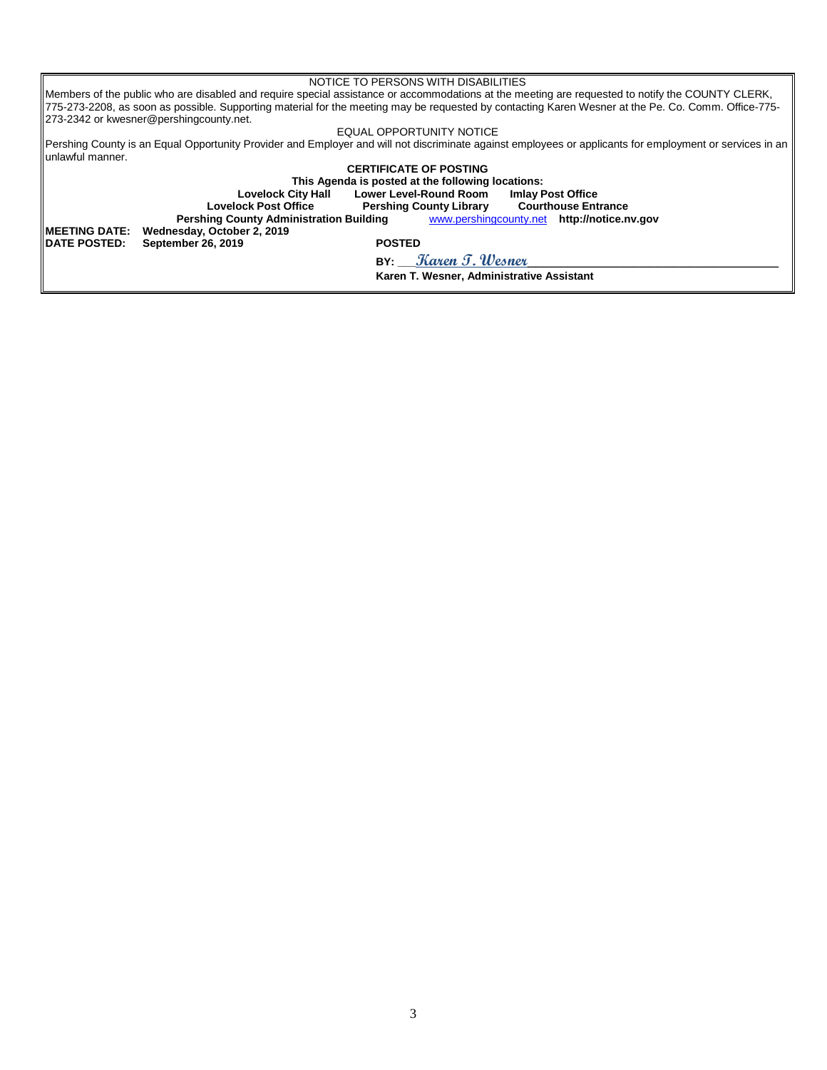NOTICE TO PERSONS WITH DISABILITIES

Members of the public who are disabled and require special assistance or accommodations at the meeting are requested to notify the COUNTY CLERK, 775-273-2208, as soon as possible. Supporting material for the meeting may be requested by contacting Karen Wesner at the Pe. Co. Comm. Office-775-273-2342 or kwesner@pershingcounty.net.

EQUAL OPPORTUNITY NOTICE

Pershing County is an Equal Opportunity Provider and Employer and will not discriminate against employees or applicants for employment or services in an unlawful manner.

**CERTIFICATE OF POSTING**

**This Agenda is posted at the following locations:**

**Lovelock City Hall** **Lower Level-Round Room** **Imlay Post Office**
**Lovelock Post Office** **Pershing County Library** **Courthouse Entrance**
**Pershing County Administration Building** www.pershingcounty.net **http://notice.nv.gov**

**MEETING DATE: Wednesday, October 2, 2019**
**DATE POSTED: September 26, 2019** **POSTED**

**BY:** *Karen T. Wesner*

**Karen T. Wesner, Administrative Assistant**